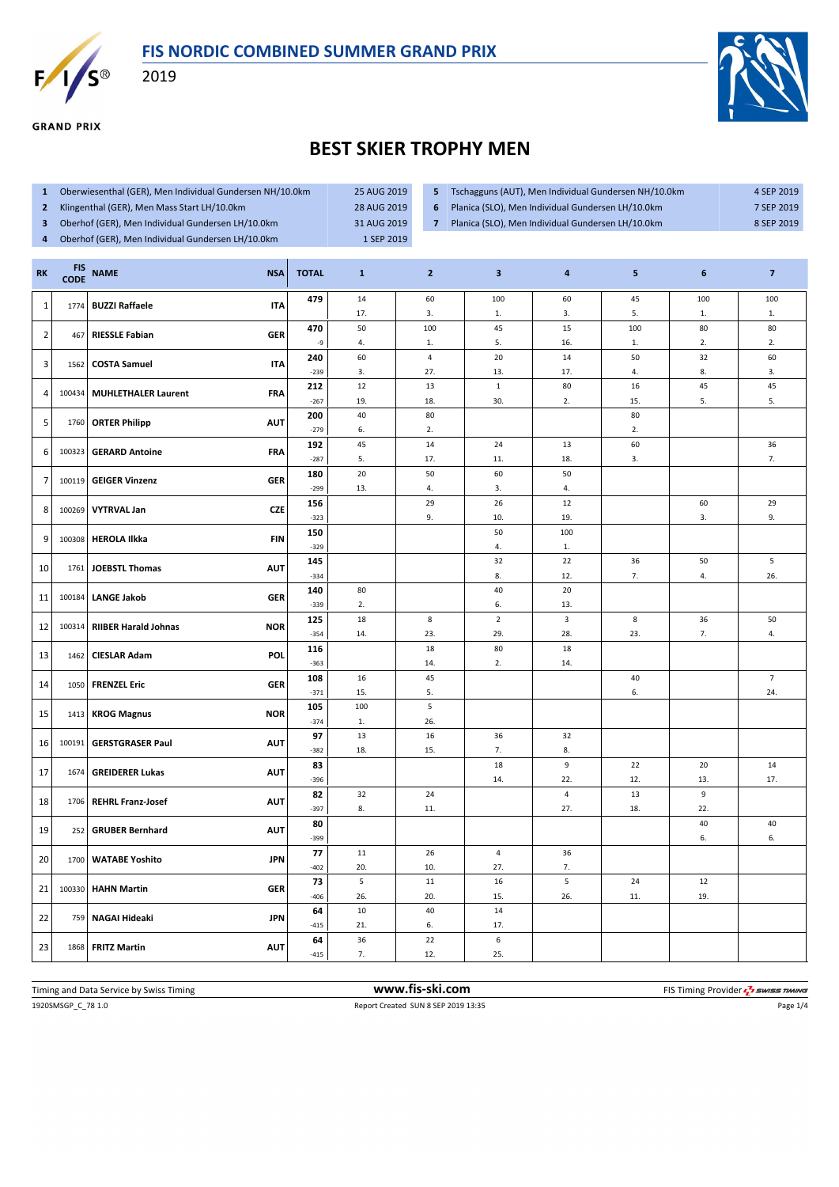# FIS NORDIC COMBINED SUMMER GRAND PRIX

2019

GRAND PRIX

## BEST SKIER TROPHY MEN

| | Competition | Date |
|---|---|---|
| 1 | Oberwiesenthal (GER), Men Individual Gundersen NH/10.0km | 25 AUG 2019 |
| 2 | Klingenthal (GER), Men Mass Start LH/10.0km | 28 AUG 2019 |
| 3 | Oberhof (GER), Men Individual Gundersen LH/10.0km | 31 AUG 2019 |
| 4 | Oberhof (GER), Men Individual Gundersen LH/10.0km | 1 SEP 2019 |
| 5 | Tschagguns (AUT), Men Individual Gundersen NH/10.0km | 4 SEP 2019 |
| 6 | Planica (SLO), Men Individual Gundersen LH/10.0km | 7 SEP 2019 |
| 7 | Planica (SLO), Men Individual Gundersen LH/10.0km | 8 SEP 2019 |

| RK | FIS CODE | NAME | NSA | TOTAL | 1 | 2 | 3 | 4 | 5 | 6 | 7 |
|---|---|---|---|---|---|---|---|---|---|---|---|
| 1 | 1774 | BUZZI Raffaele | ITA | 479 | 14 / 17. | 60 / 3. | 100 / 1. | 60 / 3. | 45 / 5. | 100 / 1. | 100 / 1. |
| 2 | 467 | RIESSLE Fabian | GER | 470 / -9 | 50 / 4. | 100 / 1. | 45 / 5. | 15 / 16. | 100 / 1. | 80 / 2. | 80 / 2. |
| 3 | 1562 | COSTA Samuel | ITA | 240 / -239 | 60 / 3. | 4 / 27. | 20 / 13. | 14 / 17. | 50 / 4. | 32 / 8. | 60 / 3. |
| 4 | 100434 | MUHLETHALER Laurent | FRA | 212 / -267 | 12 / 19. | 13 / 18. | 1 / 30. | 80 / 2. | 16 / 15. | 45 / 5. | 45 / 5. |
| 5 | 1760 | ORTER Philipp | AUT | 200 / -279 | 40 / 6. | 80 / 2. | | | 80 / 2. | | |
| 6 | 100323 | GERARD Antoine | FRA | 192 / -287 | 45 / 5. | 14 / 17. | 24 / 11. | 13 / 18. | 60 / 3. | | 36 / 7. |
| 7 | 100119 | GEIGER Vinzenz | GER | 180 / -299 | 20 / 13. | 50 / 4. | 60 / 3. | 50 / 4. | | | |
| 8 | 100269 | VYTRVAL Jan | CZE | 156 / -323 | | 29 / 9. | 26 / 10. | 12 / 19. | | 60 / 3. | 29 / 9. |
| 9 | 100308 | HEROLA Ilkka | FIN | 150 / -329 | | | 50 / 4. | 100 / 1. | | | |
| 10 | 1761 | JOEBSTL Thomas | AUT | 145 / -334 | | | 32 / 8. | 22 / 12. | 36 / 7. | 50 / 4. | 5 / 26. |
| 11 | 100184 | LANGE Jakob | GER | 140 / -339 | 80 / 2. | | 40 / 6. | 20 / 13. | | | |
| 12 | 100314 | RIIBER Harald Johnas | NOR | 125 / -354 | 18 / 14. | 8 / 23. | 2 / 29. | 3 / 28. | 8 / 23. | 36 / 7. | 50 / 4. |
| 13 | 1462 | CIESLAR Adam | POL | 116 / -363 | | 18 / 14. | 80 / 2. | 18 / 14. | | | |
| 14 | 1050 | FRENZEL Eric | GER | 108 / -371 | 16 / 15. | 45 / 5. | | | 40 / 6. | | 7 / 24. |
| 15 | 1413 | KROG Magnus | NOR | 105 / -374 | 100 / 1. | 5 / 26. | | | | | |
| 16 | 100191 | GERSTGRASER Paul | AUT | 97 / -382 | 13 / 18. | 16 / 15. | 36 / 7. | 32 / 8. | | | |
| 17 | 1674 | GREIDERER Lukas | AUT | 83 / -396 | | | 18 / 14. | 9 / 22. | 22 / 12. | 20 / 13. | 14 / 17. |
| 18 | 1706 | REHRL Franz-Josef | AUT | 82 / -397 | 32 / 8. | 24 / 11. | | 4 / 27. | 13 / 18. | 9 / 22. | |
| 19 | 252 | GRUBER Bernhard | AUT | 80 / -399 | | | | | | 40 / 6. | 40 / 6. |
| 20 | 1700 | WATABE Yoshito | JPN | 77 / -402 | 11 / 20. | 26 / 10. | 4 / 27. | 36 / 7. | | | |
| 21 | 100330 | HAHN Martin | GER | 73 / -406 | 5 / 26. | 11 / 20. | 16 / 15. | 5 / 26. | 24 / 11. | 12 / 19. | |
| 22 | 759 | NAGAI Hideaki | JPN | 64 / -415 | 10 / 21. | 40 / 6. | 14 / 17. | | | | |
| 23 | 1868 | FRITZ Martin | AUT | 64 / -415 | 36 / 7. | 22 / 12. | 6 / 25. | | | | |

Timing and Data Service by Swiss Timing — www.fis-ski.com — FIS Timing Provider SWISS TIMING

1920SMSGP_C_78 1.0 — Report Created SUN 8 SEP 2019 13:35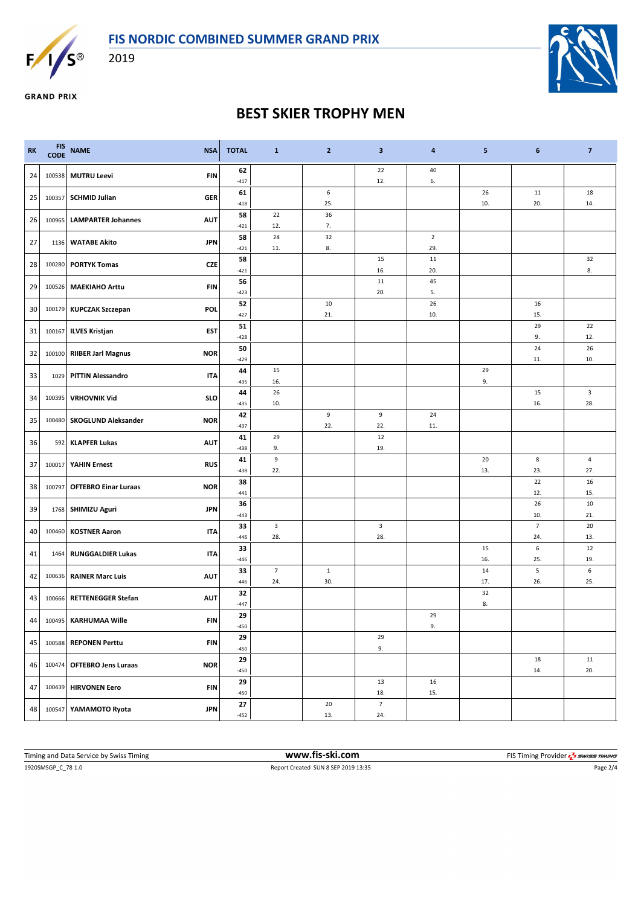# FIS NORDIC COMBINED SUMMER GRAND PRIX

2019

GRAND PRIX

## BEST SKIER TROPHY MEN

| RK | FIS CODE | NAME | NSA | TOTAL | 1 | 2 | 3 | 4 | 5 | 6 | 7 |
|---|---|---|---|---|---|---|---|---|---|---|---|
| 24 | 100538 | MUTRU Leevi | FIN | 62<br>-417 | | | 22<br>12. | 40<br>6. | | | |
| 25 | 100357 | SCHMID Julian | GER | 61<br>-418 | | 6<br>25. | | | 26<br>10. | 11<br>20. | 18<br>14. |
| 26 | 100965 | LAMPARTER Johannes | AUT | 58<br>-421 | 22<br>12. | 36<br>7. | | | | | |
| 27 | 1136 | WATABE Akito | JPN | 58<br>-421 | 24<br>11. | 32<br>8. | | 2<br>29. | | | |
| 28 | 100280 | PORTYK Tomas | CZE | 58<br>-421 | | | 15<br>16. | 11<br>20. | | | 32<br>8. |
| 29 | 100526 | MAEKIAHO Arttu | FIN | 56<br>-423 | | | 11<br>20. | 45<br>5. | | | |
| 30 | 100179 | KUPCZAK Szczepan | POL | 52<br>-427 | | 10<br>21. | | 26<br>10. | | 16<br>15. | |
| 31 | 100167 | ILVES Kristjan | EST | 51<br>-428 | | | | | | 29<br>9. | 22<br>12. |
| 32 | 100100 | RIIBER Jarl Magnus | NOR | 50<br>-429 | | | | | | 24<br>11. | 26<br>10. |
| 33 | 1029 | PITTIN Alessandro | ITA | 44<br>-435 | 15<br>16. | | | | 29<br>9. | | |
| 34 | 100395 | VRHOVNIK Vid | SLO | 44<br>-435 | 26<br>10. | | | | | 15<br>16. | 3<br>28. |
| 35 | 100480 | SKOGLUND Aleksander | NOR | 42<br>-437 | | 9<br>22. | 9<br>22. | 24<br>11. | | | |
| 36 | 592 | KLAPFER Lukas | AUT | 41<br>-438 | 29<br>9. | | 12<br>19. | | | | |
| 37 | 100017 | YAHIN Ernest | RUS | 41<br>-438 | 9<br>22. | | | | 20<br>13. | 8<br>23. | 4<br>27. |
| 38 | 100797 | OFTEBRO Einar Luraas | NOR | 38<br>-441 | | | | | | 22<br>12. | 16<br>15. |
| 39 | 1768 | SHIMIZU Aguri | JPN | 36<br>-443 | | | | | | 26<br>10. | 10<br>21. |
| 40 | 100460 | KOSTNER Aaron | ITA | 33<br>-446 | 3<br>28. | | 3<br>28. | | | 7<br>24. | 20<br>13. |
| 41 | 1464 | RUNGGALDIER Lukas | ITA | 33<br>-446 | | | | | 15<br>16. | 6<br>25. | 12<br>19. |
| 42 | 100636 | RAINER Marc Luis | AUT | 33<br>-446 | 7<br>24. | 1<br>30. | | | 14<br>17. | 5<br>26. | 6<br>25. |
| 43 | 100666 | RETTENEGGER Stefan | AUT | 32<br>-447 | | | | | 32<br>8. | | |
| 44 | 100495 | KARHUMAA Wille | FIN | 29<br>-450 | | | | 29<br>9. | | | |
| 45 | 100588 | REPONEN Perttu | FIN | 29<br>-450 | | | 29<br>9. | | | | |
| 46 | 100474 | OFTEBRO Jens Luraas | NOR | 29<br>-450 | | | | | | 18<br>14. | 11<br>20. |
| 47 | 100439 | HIRVONEN Eero | FIN | 29<br>-450 | | | 13<br>18. | 16<br>15. | | | |
| 48 | 100547 | YAMAMOTO Ryota | JPN | 27<br>-452 | | 20<br>13. | 7<br>24. | | | | |

Timing and Data Service by Swiss Timing | www.fis-ski.com | FIS Timing Provider SWISS TIMING

1920SMSGP_C_78 1.0 | Report Created SUN 8 SEP 2019 13:35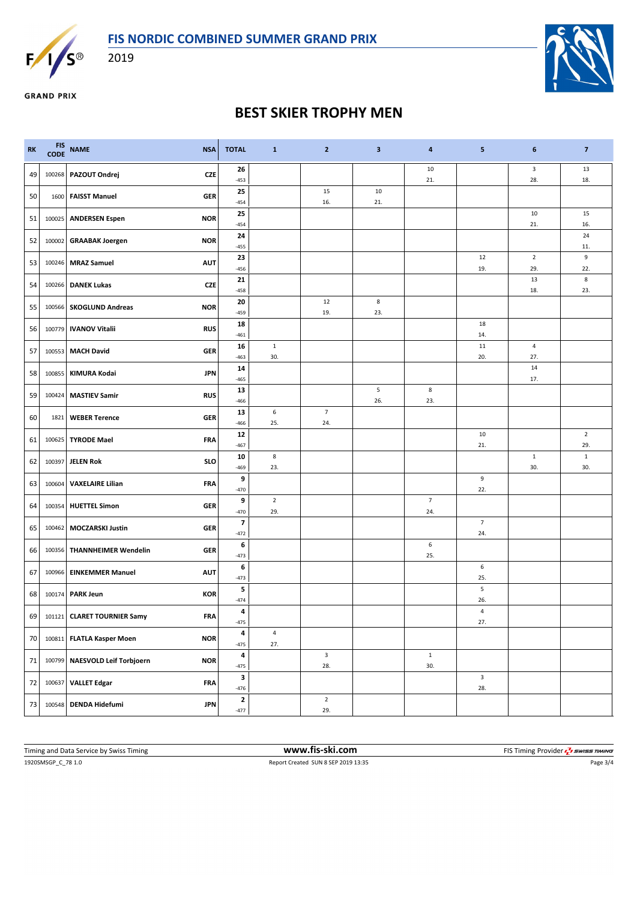# FIS NORDIC COMBINED SUMMER GRAND PRIX

2019

**GRAND PRIX**

## BEST SKIER TROPHY MEN

| RK | FIS CODE | NAME | NSA | TOTAL | 1 | 2 | 3 | 4 | 5 | 6 | 7 |
|---|---|---|---|---|---|---|---|---|---|---|---|
| 49 | 100268 | **PAZOUT Ondrej** | CZE | **26** -453 | | | | 10 21. | | 3 28. | 13 18. |
| 50 | 1600 | **FAISST Manuel** | GER | **25** -454 | | 15 16. | 10 21. | | | | |
| 51 | 100025 | **ANDERSEN Espen** | NOR | **25** -454 | | | | | | 10 21. | 15 16. |
| 52 | 100002 | **GRAABAK Joergen** | NOR | **24** -455 | | | | | | | 24 11. |
| 53 | 100246 | **MRAZ Samuel** | AUT | **23** -456 | | | | | 12 19. | 2 29. | 9 22. |
| 54 | 100266 | **DANEK Lukas** | CZE | **21** -458 | | | | | | 13 18. | 8 23. |
| 55 | 100566 | **SKOGLUND Andreas** | NOR | **20** -459 | | 12 19. | 8 23. | | | | |
| 56 | 100779 | **IVANOV Vitalii** | RUS | **18** -461 | | | | | 18 14. | | |
| 57 | 100553 | **MACH David** | GER | **16** -463 | 1 30. | | | | 11 20. | 4 27. | |
| 58 | 100855 | **KIMURA Kodai** | JPN | **14** -465 | | | | | | 14 17. | |
| 59 | 100424 | **MASTIEV Samir** | RUS | **13** -466 | | | 5 26. | 8 23. | | | |
| 60 | 1821 | **WEBER Terence** | GER | **13** -466 | 6 25. | 7 24. | | | | | |
| 61 | 100625 | **TYRODE Mael** | FRA | **12** -467 | | | | | 10 21. | | 2 29. |
| 62 | 100397 | **JELEN Rok** | SLO | **10** -469 | 8 23. | | | | | 1 30. | 1 30. |
| 63 | 100604 | **VAXELAIRE Lilian** | FRA | **9** -470 | | | | | 9 22. | | |
| 64 | 100354 | **HUETTEL Simon** | GER | **9** -470 | 2 29. | | | 7 24. | | | |
| 65 | 100462 | **MOCZARSKI Justin** | GER | **7** -472 | | | | | 7 24. | | |
| 66 | 100356 | **THANNHEIMER Wendelin** | GER | **6** -473 | | | | 6 25. | | | |
| 67 | 100966 | **EINKEMMER Manuel** | AUT | **6** -473 | | | | | 6 25. | | |
| 68 | 100174 | **PARK Jeun** | KOR | **5** -474 | | | | | 5 26. | | |
| 69 | 101121 | **CLARET TOURNIER Samy** | FRA | **4** -475 | | | | | 4 27. | | |
| 70 | 100811 | **FLATLA Kasper Moen** | NOR | **4** -475 | 4 27. | | | | | | |
| 71 | 100799 | **NAESVOLD Leif Torbjoern** | NOR | **4** -475 | | 3 28. | | 1 30. | | | |
| 72 | 100637 | **VALLET Edgar** | FRA | **3** -476 | | | | | 3 28. | | |
| 73 | 100548 | **DENDA Hidefumi** | JPN | **2** -477 | | 2 29. | | | | | |

Timing and Data Service by Swiss Timing | **www.fis-ski.com** | FIS Timing Provider SWISS TIMING

1920SMSGP_C_78 1.0 | Report Created SUN 8 SEP 2019 13:35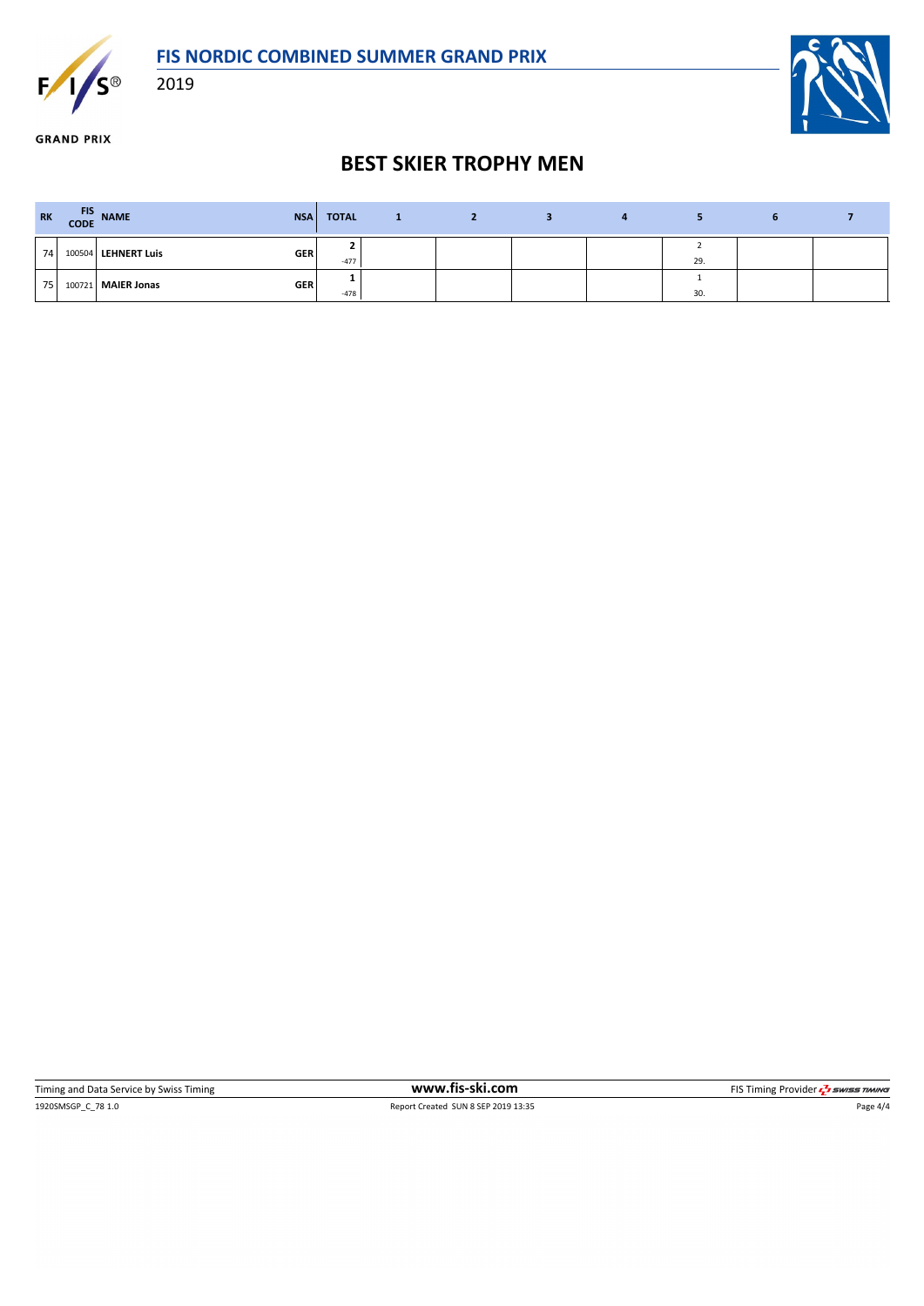# BEST SKIER TROPHY MEN

| RK | FIS CODE | NAME | NSA | TOTAL | 1 | 2 | 3 | 4 | 5 | 6 | 7 |
|---|---|---|---|---|---|---|---|---|---|---|---|
| 74 | 100504 | **LEHNERT Luis** | **GER** | **2** -477 | | | | | 2 29. | | |
| 75 | 100721 | **MAIER Jonas** | **GER** | **1** -478 | | | | | 1 30. | | |

Timing and Data Service by Swiss Timing — www.fis-ski.com — FIS Timing Provider SWISS TIMING

1920SMSGP_C_78 1.0 — Report Created SUN 8 SEP 2019 13:35